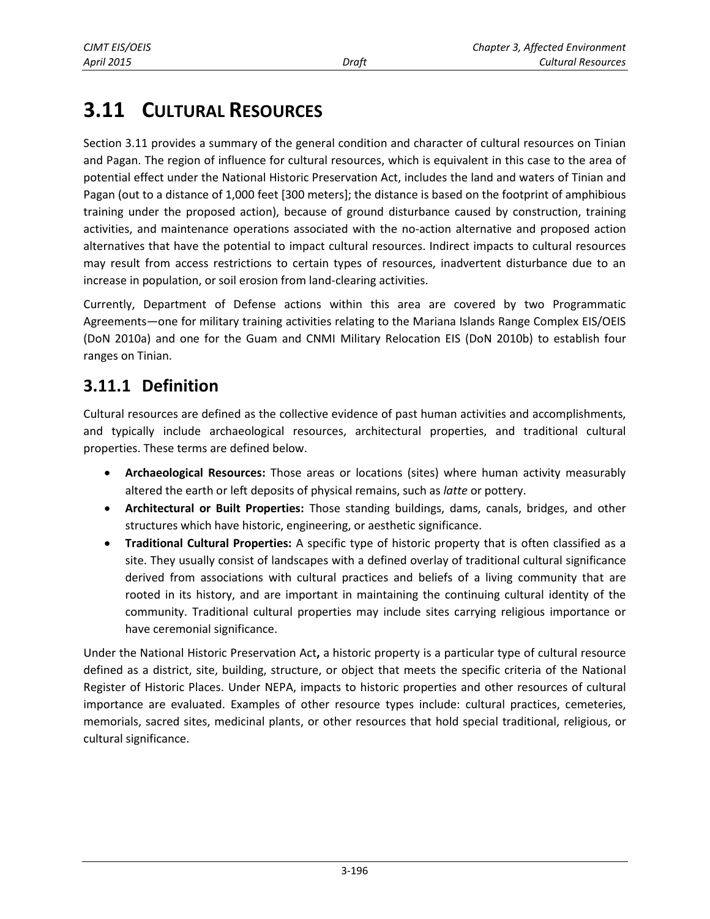# 3.11 CULTURAL RESOURCES

Section 3.11 provides a summary of the general condition and character of cultural resources on Tinian and Pagan. The region of influence for cultural resources, which is equivalent in this case to the area of potential effect under the National Historic Preservation Act, includes the land and waters of Tinian and Pagan (out to a distance of 1,000 feet [300 meters]; the distance is based on the footprint of amphibious training under the proposed action), because of ground disturbance caused by construction, training activities, and maintenance operations associated with the no-action alternative and proposed action alternatives that have the potential to impact cultural resources. Indirect impacts to cultural resources may result from access restrictions to certain types of resources, inadvertent disturbance due to an increase in population, or soil erosion from land-clearing activities.

Currently, Department of Defense actions within this area are covered by two Programmatic Agreements—one for military training activities relating to the Mariana Islands Range Complex EIS/OEIS (DoN 2010a) and one for the Guam and CNMI Military Relocation EIS (DoN 2010b) to establish four ranges on Tinian.

## 3.11.1 Definition

Cultural resources are defined as the collective evidence of past human activities and accomplishments, and typically include archaeological resources, architectural properties, and traditional cultural properties. These terms are defined below.

- **Archaeological Resources:** Those areas or locations (sites) where human activity measurably altered the earth or left deposits of physical remains, such as *latte* or pottery.
- **Architectural or Built Properties:** Those standing buildings, dams, canals, bridges, and other structures which have historic, engineering, or aesthetic significance.
- **Traditional Cultural Properties:** A specific type of historic property that is often classified as a site. They usually consist of landscapes with a defined overlay of traditional cultural significance derived from associations with cultural practices and beliefs of a living community that are rooted in its history, and are important in maintaining the continuing cultural identity of the community. Traditional cultural properties may include sites carrying religious importance or have ceremonial significance.

Under the National Historic Preservation Act**,** a historic property is a particular type of cultural resource defined as a district, site, building, structure, or object that meets the specific criteria of the National Register of Historic Places. Under NEPA, impacts to historic properties and other resources of cultural importance are evaluated. Examples of other resource types include: cultural practices, cemeteries, memorials, sacred sites, medicinal plants, or other resources that hold special traditional, religious, or cultural significance.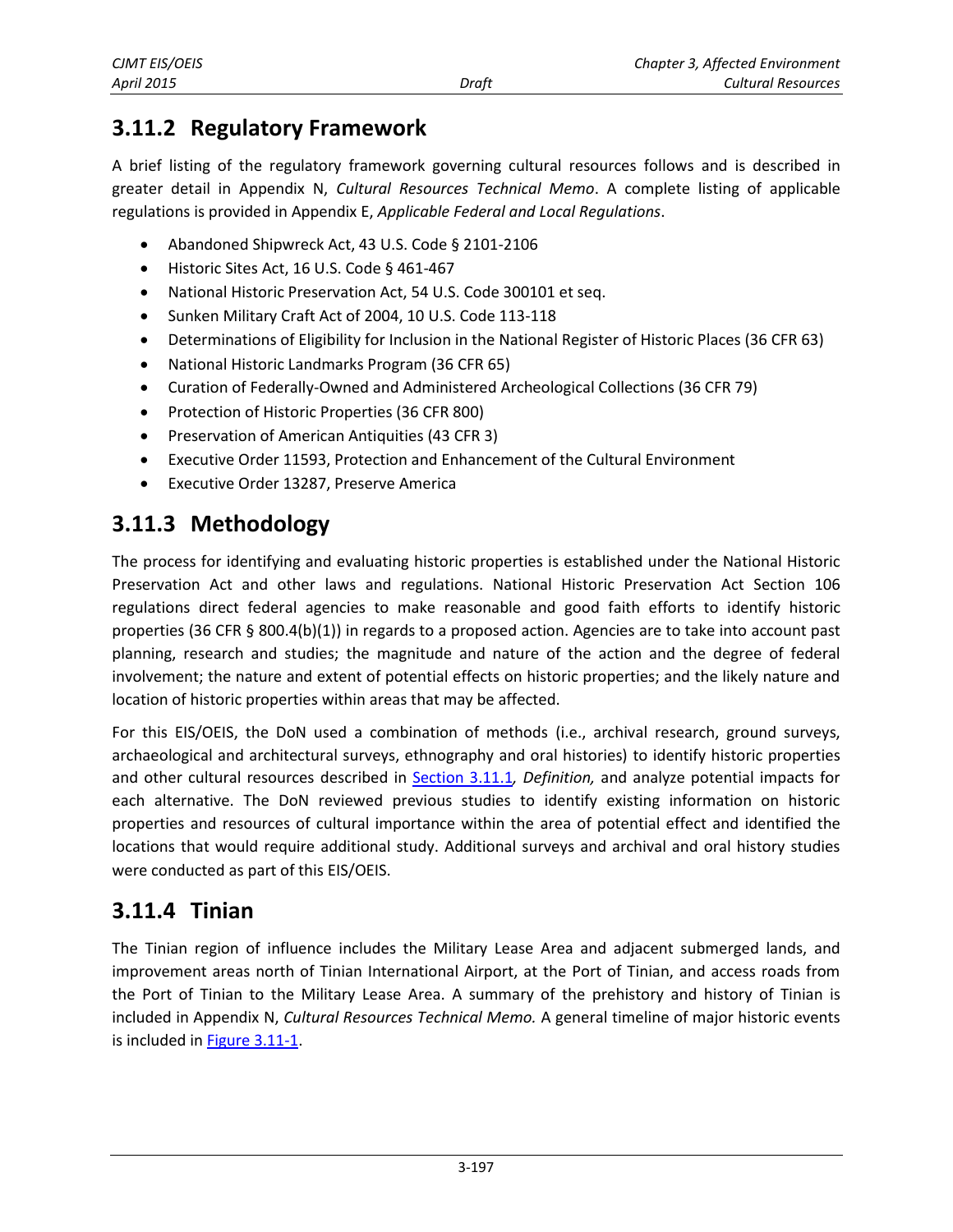## 3.11.2 Regulatory Framework

A brief listing of the regulatory framework governing cultural resources follows and is described in greater detail in Appendix N, *Cultural Resources Technical Memo*. A complete listing of applicable regulations is provided in Appendix E, *Applicable Federal and Local Regulations*.

- Abandoned Shipwreck Act, 43 U.S. Code § 2101-2106
- Historic Sites Act, 16 U.S. Code § 461-467
- National Historic Preservation Act, 54 U.S. Code 300101 et seq.
- Sunken Military Craft Act of 2004, 10 U.S. Code 113-118
- Determinations of Eligibility for Inclusion in the National Register of Historic Places (36 CFR 63)
- National Historic Landmarks Program (36 CFR 65)
- Curation of Federally-Owned and Administered Archeological Collections (36 CFR 79)
- Protection of Historic Properties (36 CFR 800)
- Preservation of American Antiquities (43 CFR 3)
- Executive Order 11593, Protection and Enhancement of the Cultural Environment
- Executive Order 13287, Preserve America

## 3.11.3 Methodology

The process for identifying and evaluating historic properties is established under the National Historic Preservation Act and other laws and regulations. National Historic Preservation Act Section 106 regulations direct federal agencies to make reasonable and good faith efforts to identify historic properties (36 CFR § 800.4(b)(1)) in regards to a proposed action. Agencies are to take into account past planning, research and studies; the magnitude and nature of the action and the degree of federal involvement; the nature and extent of potential effects on historic properties; and the likely nature and location of historic properties within areas that may be affected.

For this EIS/OEIS, the DoN used a combination of methods (i.e., archival research, ground surveys, archaeological and architectural surveys, ethnography and oral histories) to identify historic properties and other cultural resources described in Section 3.11.1*, Definition,* and analyze potential impacts for each alternative. The DoN reviewed previous studies to identify existing information on historic properties and resources of cultural importance within the area of potential effect and identified the locations that would require additional study. Additional surveys and archival and oral history studies were conducted as part of this EIS/OEIS.

## 3.11.4 Tinian

The Tinian region of influence includes the Military Lease Area and adjacent submerged lands, and improvement areas north of Tinian International Airport, at the Port of Tinian, and access roads from the Port of Tinian to the Military Lease Area. A summary of the prehistory and history of Tinian is included in Appendix N, *Cultural Resources Technical Memo.* A general timeline of major historic events is included in Figure 3.11-1.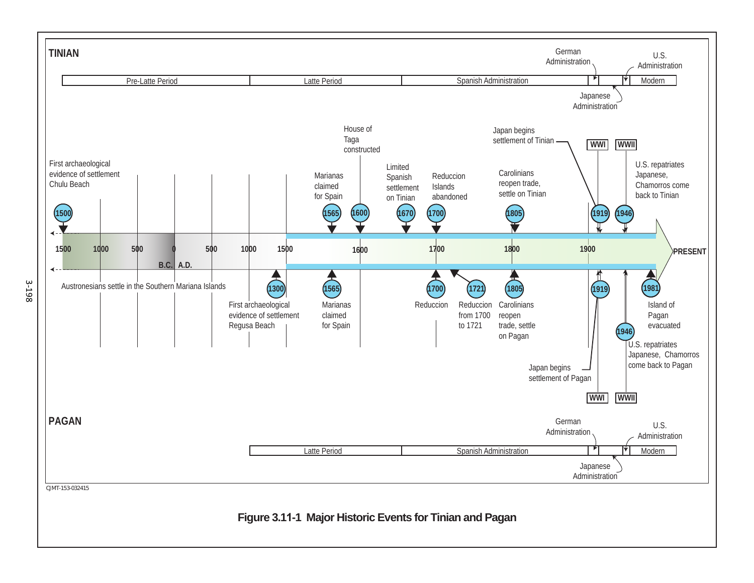**TINIAN**

| Pre-Latte Period | Latte Period | Spanish Administration | German Administration | Japanese Administration | U.S. Administration | Modern |
|---|---|---|---|---|---|---|

**Tinian events:**

- 1500 (B.C.) – First archaeological evidence of settlement Chulu Beach
- 1565 – Marianas claimed for Spain
- 1600 – House of Taga constructed
- 1670 – Limited Spanish settlement on Tinian
- 1700 – Reduccion Islands abandoned
- 1805 – Carolinians reopen trade, settle on Tinian
- 1919 – Japan begins settlement of Tinian
- 1946 – U.S. repatriates Japanese, Chamorros come back to Tinian
- WWI
- WWII

**Timeline:** 1500 | 1000 | 500 | 0 | 500 | 1000 | 1500 | 1600 | 1700 | 1800 | 1900 | PRESENT

B.C. A.D.

Austronesians settle in the Southern Mariana Islands

**Pagan events:**

- 1300 – First archaeological evidence of settlement Regusa Beach
- 1565 – Marianas claimed for Spain
- 1700 – Reduccion
- 1721 – Reduccion from 1700 to 1721
- 1805 – Carolinians reopen trade, settle on Pagan
- 1919 – Japan begins settlement of Pagan
- 1946 – U.S. repatriates Japanese, Chamorros come back to Pagan
- 1981 – Island of Pagan evacuated
- WWI
- WWII

**PAGAN**

| Latte Period | Spanish Administration | German Administration | Japanese Administration | U.S. Administration | Modern |
|---|---|---|---|---|---|

CJMT-153-032415

**Figure 3.11-1 Major Historic Events for Tinian and Pagan**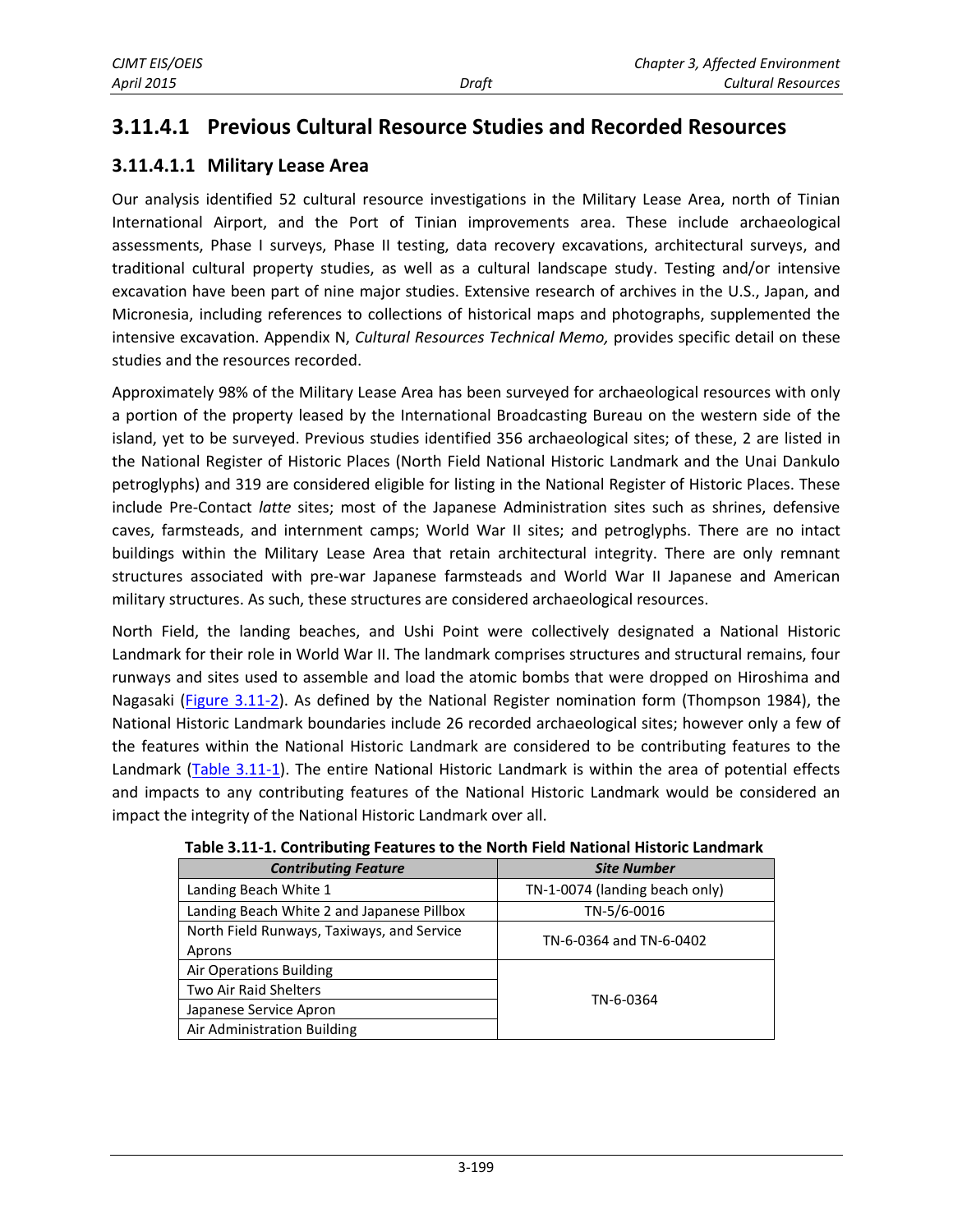## 3.11.4.1 Previous Cultural Resource Studies and Recorded Resources

### 3.11.4.1.1 Military Lease Area

Our analysis identified 52 cultural resource investigations in the Military Lease Area, north of Tinian International Airport, and the Port of Tinian improvements area. These include archaeological assessments, Phase I surveys, Phase II testing, data recovery excavations, architectural surveys, and traditional cultural property studies, as well as a cultural landscape study. Testing and/or intensive excavation have been part of nine major studies. Extensive research of archives in the U.S., Japan, and Micronesia, including references to collections of historical maps and photographs, supplemented the intensive excavation. Appendix N, *Cultural Resources Technical Memo,* provides specific detail on these studies and the resources recorded.

Approximately 98% of the Military Lease Area has been surveyed for archaeological resources with only a portion of the property leased by the International Broadcasting Bureau on the western side of the island, yet to be surveyed. Previous studies identified 356 archaeological sites; of these, 2 are listed in the National Register of Historic Places (North Field National Historic Landmark and the Unai Dankulo petroglyphs) and 319 are considered eligible for listing in the National Register of Historic Places. These include Pre-Contact *latte* sites; most of the Japanese Administration sites such as shrines, defensive caves, farmsteads, and internment camps; World War II sites; and petroglyphs. There are no intact buildings within the Military Lease Area that retain architectural integrity. There are only remnant structures associated with pre-war Japanese farmsteads and World War II Japanese and American military structures. As such, these structures are considered archaeological resources.

North Field, the landing beaches, and Ushi Point were collectively designated a National Historic Landmark for their role in World War II. The landmark comprises structures and structural remains, four runways and sites used to assemble and load the atomic bombs that were dropped on Hiroshima and Nagasaki (Figure 3.11-2). As defined by the National Register nomination form (Thompson 1984), the National Historic Landmark boundaries include 26 recorded archaeological sites; however only a few of the features within the National Historic Landmark are considered to be contributing features to the Landmark (Table 3.11-1). The entire National Historic Landmark is within the area of potential effects and impacts to any contributing features of the National Historic Landmark would be considered an impact the integrity of the National Historic Landmark over all.

**Table 3.11-1. Contributing Features to the North Field National Historic Landmark**

| *Contributing Feature* | *Site Number* |
|---|---|
| Landing Beach White 1 | TN-1-0074 (landing beach only) |
| Landing Beach White 2 and Japanese Pillbox | TN-5/6-0016 |
| North Field Runways, Taxiways, and Service Aprons | TN-6-0364 and TN-6-0402 |
| Air Operations Building | TN-6-0364 |
| Two Air Raid Shelters | TN-6-0364 |
| Japanese Service Apron | TN-6-0364 |
| Air Administration Building | TN-6-0364 |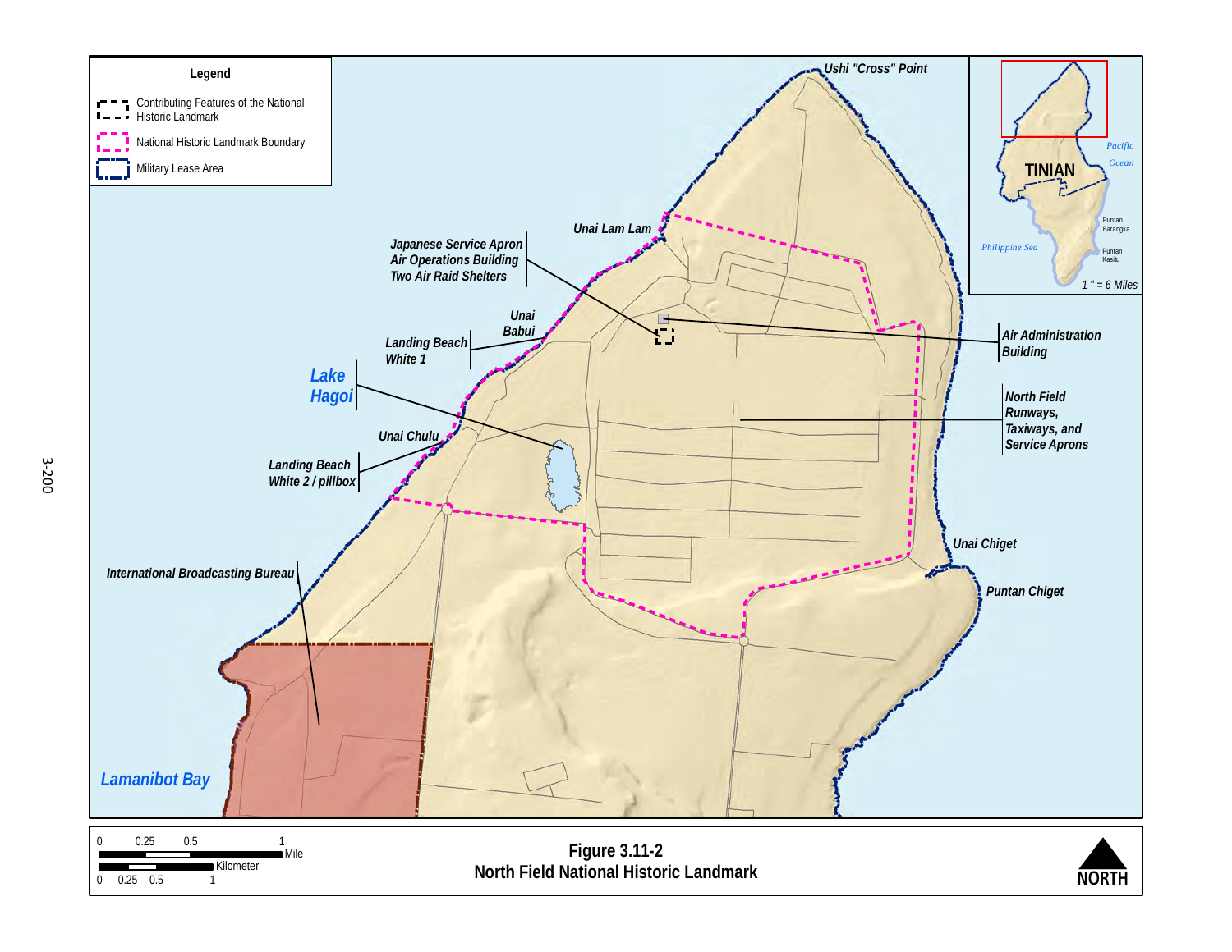**Legend**

- Contributing Features of the National Historic Landmark
- National Historic Landmark Boundary
- Military Lease Area

Ushi "Cross" Point

Unai Lam Lam

Japanese Service Apron
Air Operations Building
Two Air Raid Shelters

Unai Babui

Landing Beach White 1

Lake Hagoi

Air Administration Building

North Field Runways, Taxiways, and Service Aprons

Unai Chulu

Landing Beach White 2 / pillbox

Unai Chiget

Puntan Chiget

International Broadcasting Bureau

Lamanibot Bay

TINIAN

Pacific Ocean

Philippine Sea

Puntan Barangka

Puntan Kasitu

1 " = 6 Miles

0 0.25 0.5 1 Mile

0 0.25 0.5 1 Kilometer

NORTH

**Figure 3.11-2**
**North Field National Historic Landmark**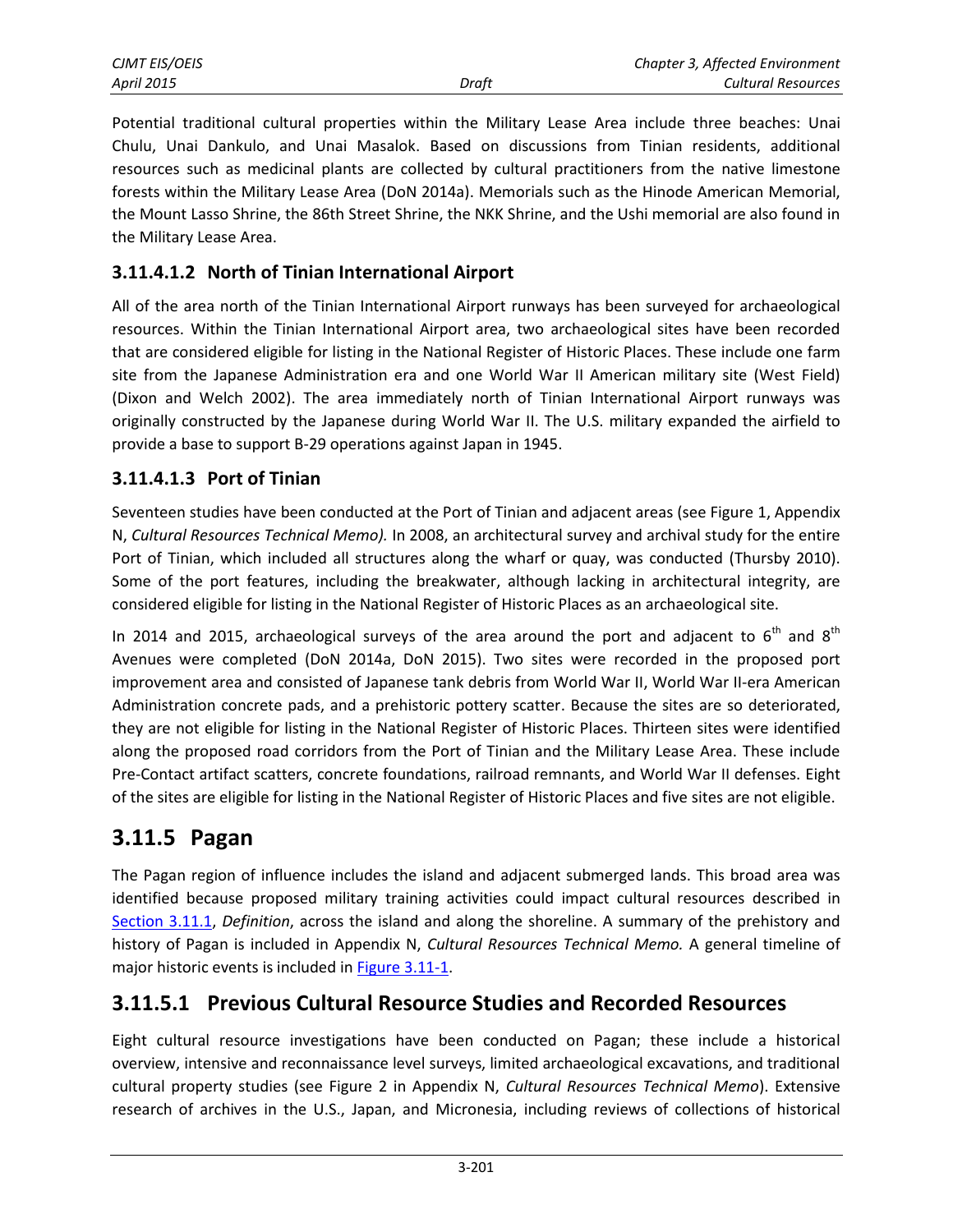Potential traditional cultural properties within the Military Lease Area include three beaches: Unai Chulu, Unai Dankulo, and Unai Masalok. Based on discussions from Tinian residents, additional resources such as medicinal plants are collected by cultural practitioners from the native limestone forests within the Military Lease Area (DoN 2014a). Memorials such as the Hinode American Memorial, the Mount Lasso Shrine, the 86th Street Shrine, the NKK Shrine, and the Ushi memorial are also found in the Military Lease Area.

### 3.11.4.1.2 North of Tinian International Airport

All of the area north of the Tinian International Airport runways has been surveyed for archaeological resources. Within the Tinian International Airport area, two archaeological sites have been recorded that are considered eligible for listing in the National Register of Historic Places. These include one farm site from the Japanese Administration era and one World War II American military site (West Field) (Dixon and Welch 2002). The area immediately north of Tinian International Airport runways was originally constructed by the Japanese during World War II. The U.S. military expanded the airfield to provide a base to support B-29 operations against Japan in 1945.

### 3.11.4.1.3 Port of Tinian

Seventeen studies have been conducted at the Port of Tinian and adjacent areas (see Figure 1, Appendix N, *Cultural Resources Technical Memo).* In 2008, an architectural survey and archival study for the entire Port of Tinian, which included all structures along the wharf or quay, was conducted (Thursby 2010). Some of the port features, including the breakwater, although lacking in architectural integrity, are considered eligible for listing in the National Register of Historic Places as an archaeological site.

In 2014 and 2015, archaeological surveys of the area around the port and adjacent to 6th and 8th Avenues were completed (DoN 2014a, DoN 2015). Two sites were recorded in the proposed port improvement area and consisted of Japanese tank debris from World War II, World War II-era American Administration concrete pads, and a prehistoric pottery scatter. Because the sites are so deteriorated, they are not eligible for listing in the National Register of Historic Places. Thirteen sites were identified along the proposed road corridors from the Port of Tinian and the Military Lease Area. These include Pre-Contact artifact scatters, concrete foundations, railroad remnants, and World War II defenses. Eight of the sites are eligible for listing in the National Register of Historic Places and five sites are not eligible.

## 3.11.5 Pagan

The Pagan region of influence includes the island and adjacent submerged lands. This broad area was identified because proposed military training activities could impact cultural resources described in Section 3.11.1, *Definition*, across the island and along the shoreline. A summary of the prehistory and history of Pagan is included in Appendix N, *Cultural Resources Technical Memo.* A general timeline of major historic events is included in Figure 3.11-1.

## 3.11.5.1 Previous Cultural Resource Studies and Recorded Resources

Eight cultural resource investigations have been conducted on Pagan; these include a historical overview, intensive and reconnaissance level surveys, limited archaeological excavations, and traditional cultural property studies (see Figure 2 in Appendix N, *Cultural Resources Technical Memo*). Extensive research of archives in the U.S., Japan, and Micronesia, including reviews of collections of historical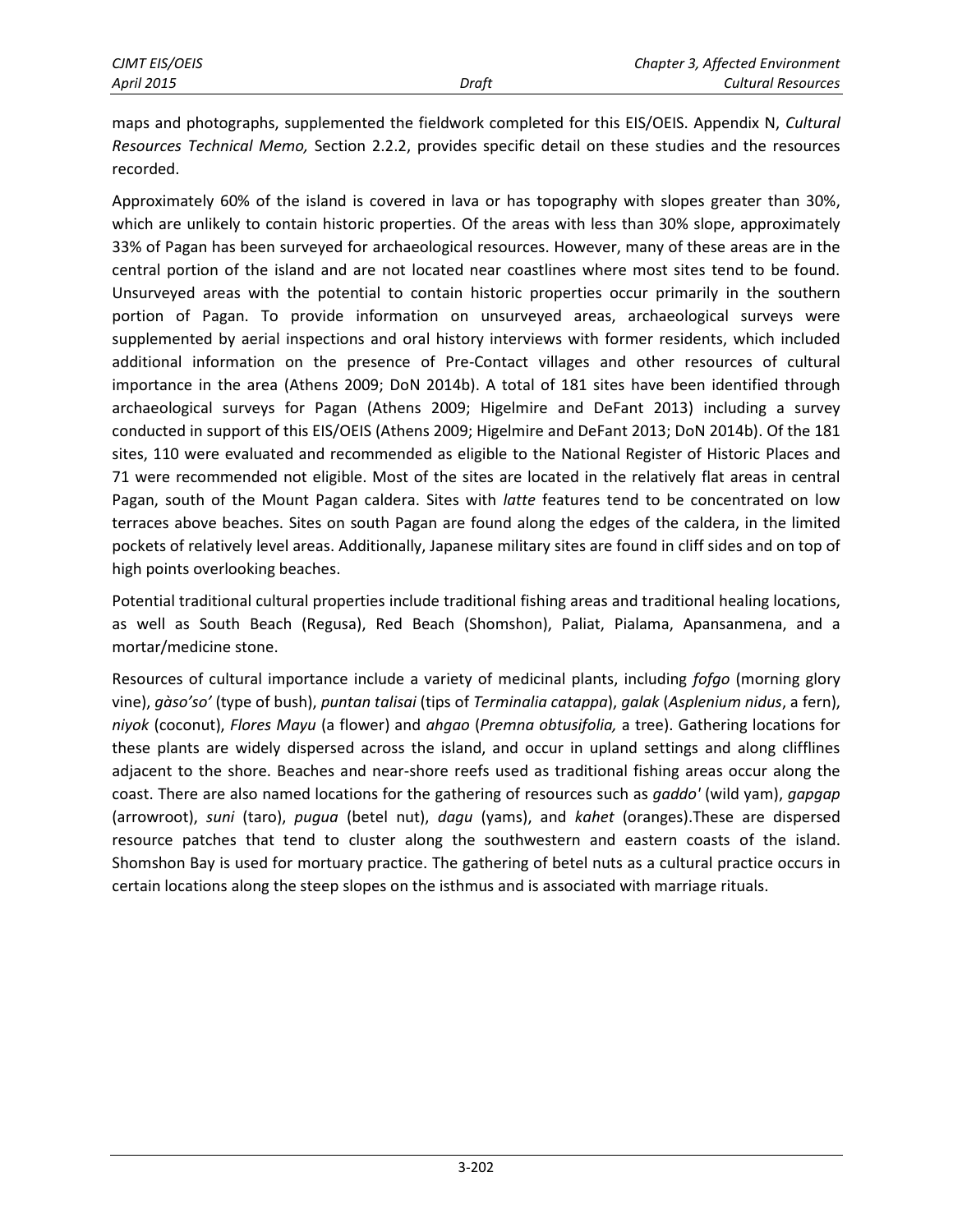maps and photographs, supplemented the fieldwork completed for this EIS/OEIS. Appendix N, *Cultural Resources Technical Memo,* Section 2.2.2, provides specific detail on these studies and the resources recorded.

Approximately 60% of the island is covered in lava or has topography with slopes greater than 30%, which are unlikely to contain historic properties. Of the areas with less than 30% slope, approximately 33% of Pagan has been surveyed for archaeological resources. However, many of these areas are in the central portion of the island and are not located near coastlines where most sites tend to be found. Unsurveyed areas with the potential to contain historic properties occur primarily in the southern portion of Pagan. To provide information on unsurveyed areas, archaeological surveys were supplemented by aerial inspections and oral history interviews with former residents, which included additional information on the presence of Pre-Contact villages and other resources of cultural importance in the area (Athens 2009; DoN 2014b). A total of 181 sites have been identified through archaeological surveys for Pagan (Athens 2009; Higelmire and DeFant 2013) including a survey conducted in support of this EIS/OEIS (Athens 2009; Higelmire and DeFant 2013; DoN 2014b). Of the 181 sites, 110 were evaluated and recommended as eligible to the National Register of Historic Places and 71 were recommended not eligible. Most of the sites are located in the relatively flat areas in central Pagan, south of the Mount Pagan caldera. Sites with *latte* features tend to be concentrated on low terraces above beaches. Sites on south Pagan are found along the edges of the caldera, in the limited pockets of relatively level areas. Additionally, Japanese military sites are found in cliff sides and on top of high points overlooking beaches.

Potential traditional cultural properties include traditional fishing areas and traditional healing locations, as well as South Beach (Regusa), Red Beach (Shomshon), Paliat, Pialama, Apansanmena, and a mortar/medicine stone.

Resources of cultural importance include a variety of medicinal plants, including *fofgo* (morning glory vine), *gàso'so'* (type of bush), *puntan talisai* (tips of *Terminalia catappa*), *galak* (*Asplenium nidus*, a fern), *niyok* (coconut), *Flores Mayu* (a flower) and *ahgao* (*Premna obtusifolia,* a tree). Gathering locations for these plants are widely dispersed across the island, and occur in upland settings and along clifflines adjacent to the shore. Beaches and near-shore reefs used as traditional fishing areas occur along the coast. There are also named locations for the gathering of resources such as *gaddo'* (wild yam), *gapgap* (arrowroot), *suni* (taro), *pugua* (betel nut), *dagu* (yams), and *kahet* (oranges).These are dispersed resource patches that tend to cluster along the southwestern and eastern coasts of the island. Shomshon Bay is used for mortuary practice. The gathering of betel nuts as a cultural practice occurs in certain locations along the steep slopes on the isthmus and is associated with marriage rituals.